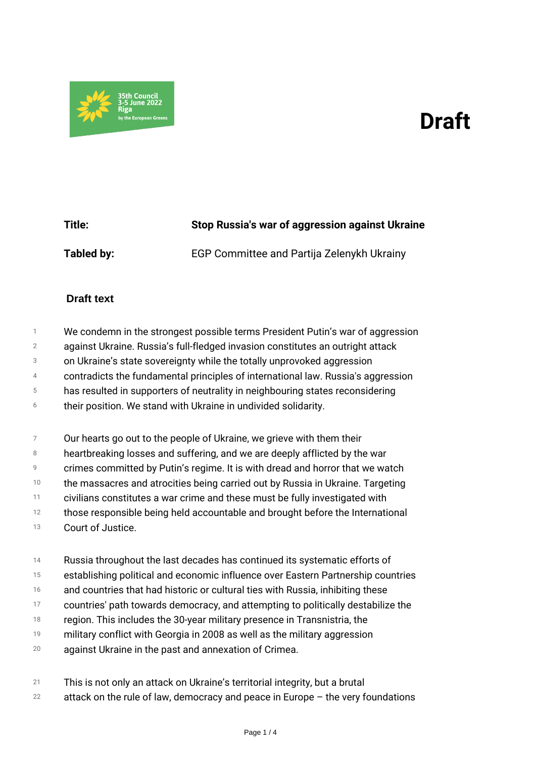35th Council
3-5 June 2022
Riga
by the European Greens

# Draft

| | |
|---|---|
| **Title:** | **Stop Russia's war of aggression against Ukraine** |
| **Tabled by:** | EGP Committee and Partija Zelenykh Ukrainy |

## Draft text

We condemn in the strongest possible terms President Putin's war of aggression against Ukraine. Russia's full-fledged invasion constitutes an outright attack on Ukraine's state sovereignty while the totally unprovoked aggression contradicts the fundamental principles of international law. Russia's aggression has resulted in supporters of neutrality in neighbouring states reconsidering their position. We stand with Ukraine in undivided solidarity.

Our hearts go out to the people of Ukraine, we grieve with them their heartbreaking losses and suffering, and we are deeply afflicted by the war crimes committed by Putin's regime. It is with dread and horror that we watch the massacres and atrocities being carried out by Russia in Ukraine. Targeting civilians constitutes a war crime and these must be fully investigated with those responsible being held accountable and brought before the International Court of Justice.

Russia throughout the last decades has continued its systematic efforts of establishing political and economic influence over Eastern Partnership countries and countries that had historic or cultural ties with Russia, inhibiting these countries' path towards democracy, and attempting to politically destabilize the region. This includes the 30-year military presence in Transnistria, the military conflict with Georgia in 2008 as well as the military aggression against Ukraine in the past and annexation of Crimea.

This is not only an attack on Ukraine's territorial integrity, but a brutal attack on the rule of law, democracy and peace in Europe – the very foundations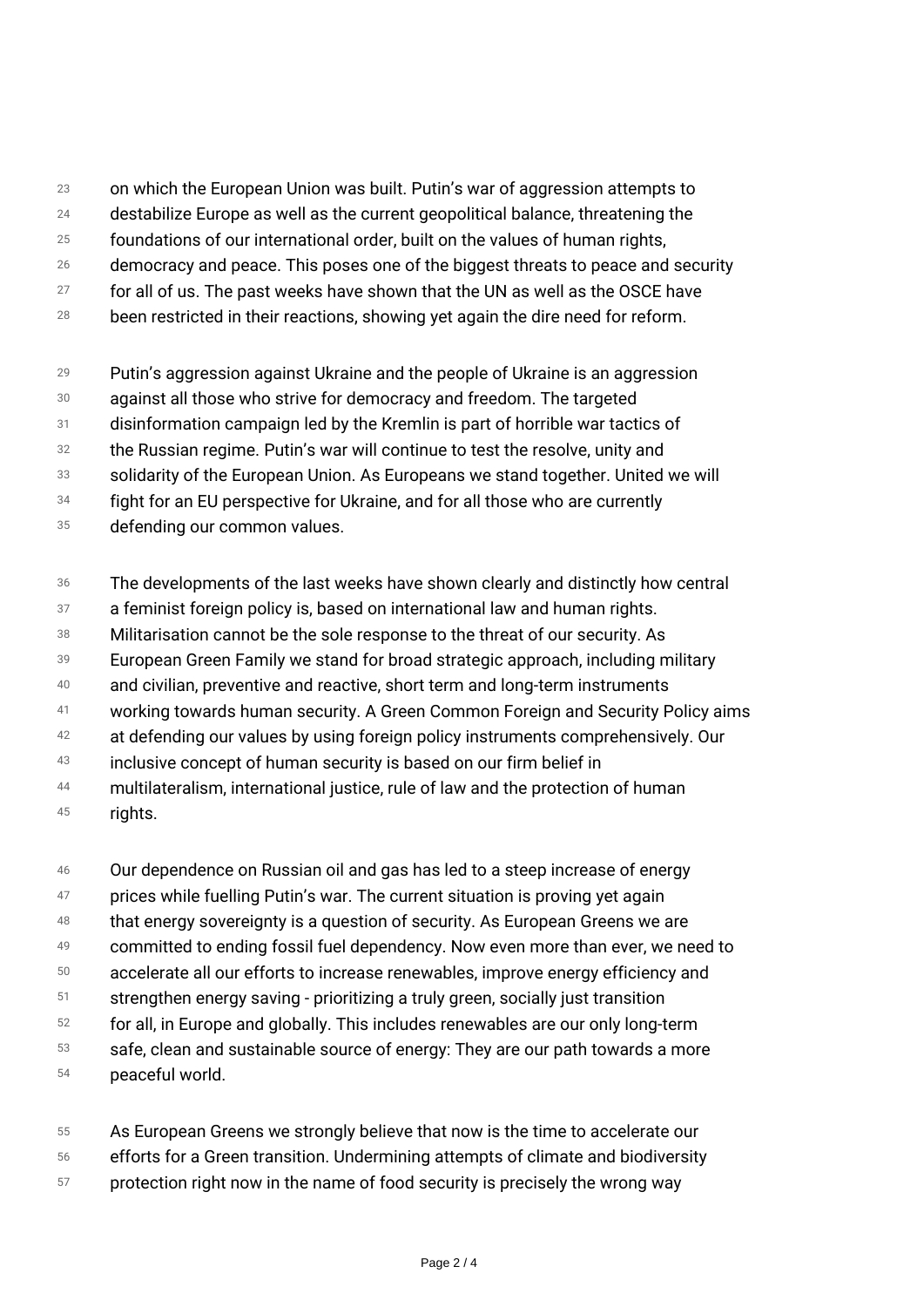on which the European Union was built. Putin's war of aggression attempts to destabilize Europe as well as the current geopolitical balance, threatening the foundations of our international order, built on the values of human rights, democracy and peace. This poses one of the biggest threats to peace and security for all of us. The past weeks have shown that the UN as well as the OSCE have been restricted in their reactions, showing yet again the dire need for reform.

Putin's aggression against Ukraine and the people of Ukraine is an aggression against all those who strive for democracy and freedom. The targeted disinformation campaign led by the Kremlin is part of horrible war tactics of the Russian regime. Putin's war will continue to test the resolve, unity and solidarity of the European Union. As Europeans we stand together. United we will fight for an EU perspective for Ukraine, and for all those who are currently defending our common values.

The developments of the last weeks have shown clearly and distinctly how central a feminist foreign policy is, based on international law and human rights. Militarisation cannot be the sole response to the threat of our security. As European Green Family we stand for broad strategic approach, including military and civilian, preventive and reactive, short term and long-term instruments working towards human security. A Green Common Foreign and Security Policy aims at defending our values by using foreign policy instruments comprehensively. Our inclusive concept of human security is based on our firm belief in multilateralism, international justice, rule of law and the protection of human rights.

Our dependence on Russian oil and gas has led to a steep increase of energy prices while fuelling Putin's war. The current situation is proving yet again that energy sovereignty is a question of security. As European Greens we are committed to ending fossil fuel dependency. Now even more than ever, we need to accelerate all our efforts to increase renewables, improve energy efficiency and strengthen energy saving - prioritizing a truly green, socially just transition for all, in Europe and globally. This includes renewables are our only long-term safe, clean and sustainable source of energy: They are our path towards a more peaceful world.

As European Greens we strongly believe that now is the time to accelerate our efforts for a Green transition. Undermining attempts of climate and biodiversity protection right now in the name of food security is precisely the wrong way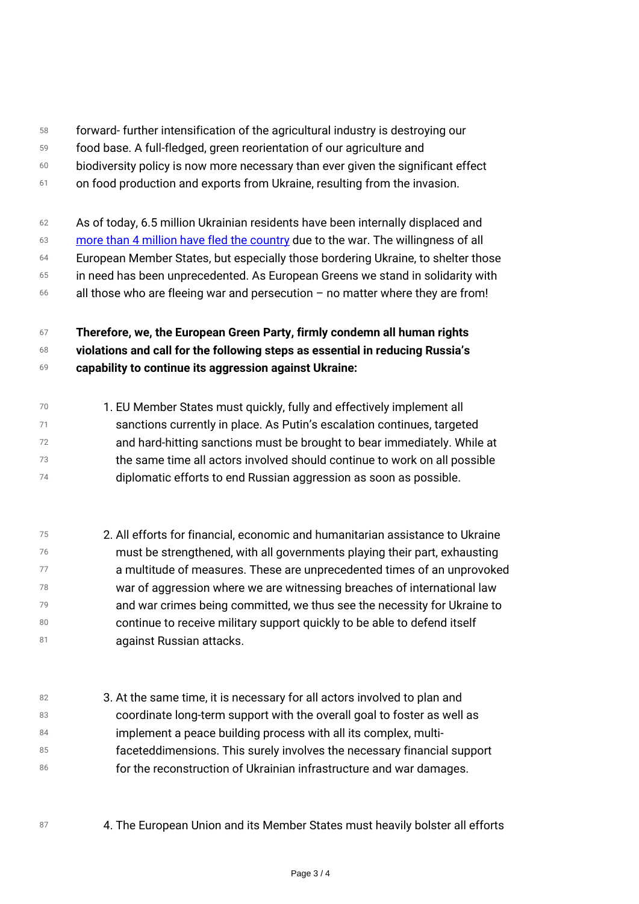forward- further intensification of the agricultural industry is destroying our food base. A full-fledged, green reorientation of our agriculture and biodiversity policy is now more necessary than ever given the significant effect on food production and exports from Ukraine, resulting from the invasion.

As of today, 6.5 million Ukrainian residents have been internally displaced and more than 4 million have fled the country due to the war. The willingness of all European Member States, but especially those bordering Ukraine, to shelter those in need has been unprecedented. As European Greens we stand in solidarity with all those who are fleeing war and persecution – no matter where they are from!

**Therefore, we, the European Green Party, firmly condemn all human rights violations and call for the following steps as essential in reducing Russia's capability to continue its aggression against Ukraine:**

1. EU Member States must quickly, fully and effectively implement all sanctions currently in place. As Putin's escalation continues, targeted and hard-hitting sanctions must be brought to bear immediately. While at the same time all actors involved should continue to work on all possible diplomatic efforts to end Russian aggression as soon as possible.

2. All efforts for financial, economic and humanitarian assistance to Ukraine must be strengthened, with all governments playing their part, exhausting a multitude of measures. These are unprecedented times of an unprovoked war of aggression where we are witnessing breaches of international law and war crimes being committed, we thus see the necessity for Ukraine to continue to receive military support quickly to be able to defend itself against Russian attacks.

3. At the same time, it is necessary for all actors involved to plan and coordinate long-term support with the overall goal to foster as well as implement a peace building process with all its complex, multi-faceteddimensions. This surely involves the necessary financial support for the reconstruction of Ukrainian infrastructure and war damages.

4. The European Union and its Member States must heavily bolster all efforts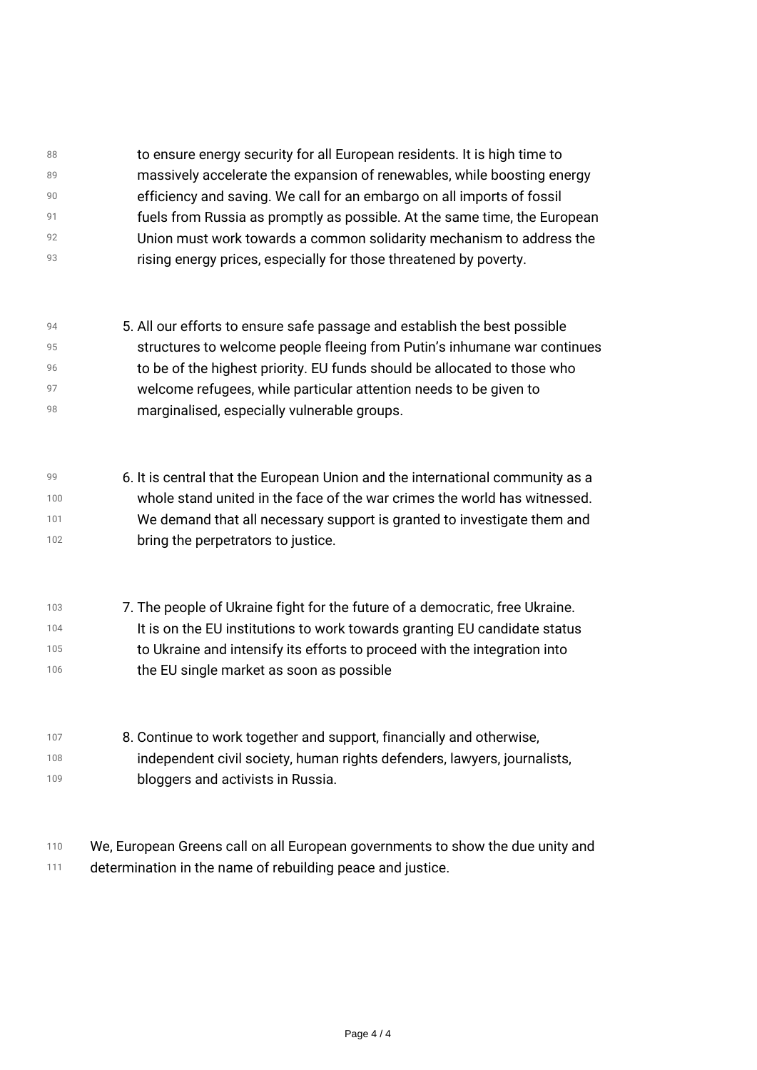to ensure energy security for all European residents. It is high time to massively accelerate the expansion of renewables, while boosting energy efficiency and saving. We call for an embargo on all imports of fossil fuels from Russia as promptly as possible. At the same time, the European Union must work towards a common solidarity mechanism to address the rising energy prices, especially for those threatened by poverty.

5. All our efforts to ensure safe passage and establish the best possible structures to welcome people fleeing from Putin's inhumane war continues to be of the highest priority. EU funds should be allocated to those who welcome refugees, while particular attention needs to be given to marginalised, especially vulnerable groups.

6. It is central that the European Union and the international community as a whole stand united in the face of the war crimes the world has witnessed. We demand that all necessary support is granted to investigate them and bring the perpetrators to justice.

7. The people of Ukraine fight for the future of a democratic, free Ukraine. It is on the EU institutions to work towards granting EU candidate status to Ukraine and intensify its efforts to proceed with the integration into the EU single market as soon as possible

8. Continue to work together and support, financially and otherwise, independent civil society, human rights defenders, lawyers, journalists, bloggers and activists in Russia.

We, European Greens call on all European governments to show the due unity and determination in the name of rebuilding peace and justice.